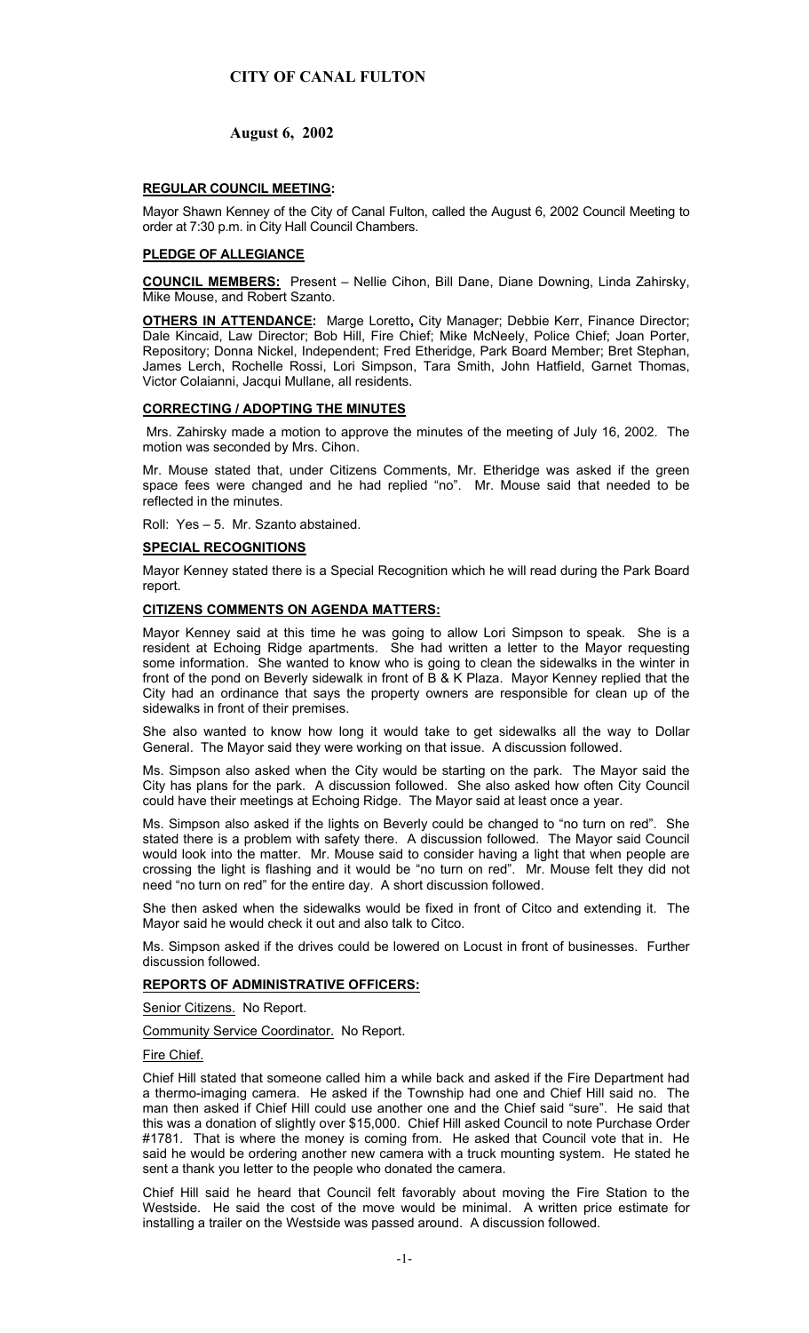# CITY OF CANAL FULTON

## August 6, 2002

### REGULAR COUNCIL MEETING:

Mayor Shawn Kenney of the City of Canal Fulton, called the August 6, 2002 Council Meeting to order at 7:30 p.m. in City Hall Council Chambers.

### PLEDGE OF ALLEGIANCE

**COUNCIL MEMBERS:** Present – Nellie Cihon, Bill Dane, Diane Downing, Linda Zahirsky, Mike Mouse, and Robert Szanto.

**OTHERS IN ATTENDANCE:** Marge Loretto**,** City Manager; Debbie Kerr, Finance Director; Dale Kincaid, Law Director; Bob Hill, Fire Chief; Mike McNeely, Police Chief; Joan Porter, Repository; Donna Nickel, Independent; Fred Etheridge, Park Board Member; Bret Stephan, James Lerch, Rochelle Rossi, Lori Simpson, Tara Smith, John Hatfield, Garnet Thomas, Victor Colaianni, Jacqui Mullane, all residents.

### CORRECTING / ADOPTING THE MINUTES

Mrs. Zahirsky made a motion to approve the minutes of the meeting of July 16, 2002. The motion was seconded by Mrs. Cihon.

Mr. Mouse stated that, under Citizens Comments, Mr. Etheridge was asked if the green space fees were changed and he had replied "no". Mr. Mouse said that needed to be reflected in the minutes.

Roll: Yes – 5. Mr. Szanto abstained.

### SPECIAL RECOGNITIONS

Mayor Kenney stated there is a Special Recognition which he will read during the Park Board report.

### CITIZENS COMMENTS ON AGENDA MATTERS:

Mayor Kenney said at this time he was going to allow Lori Simpson to speak. She is a resident at Echoing Ridge apartments. She had written a letter to the Mayor requesting some information. She wanted to know who is going to clean the sidewalks in the winter in front of the pond on Beverly sidewalk in front of B & K Plaza. Mayor Kenney replied that the City had an ordinance that says the property owners are responsible for clean up of the sidewalks in front of their premises.

She also wanted to know how long it would take to get sidewalks all the way to Dollar General. The Mayor said they were working on that issue. A discussion followed.

Ms. Simpson also asked when the City would be starting on the park. The Mayor said the City has plans for the park. A discussion followed. She also asked how often City Council could have their meetings at Echoing Ridge. The Mayor said at least once a year.

Ms. Simpson also asked if the lights on Beverly could be changed to "no turn on red". She stated there is a problem with safety there. A discussion followed. The Mayor said Council would look into the matter. Mr. Mouse said to consider having a light that when people are crossing the light is flashing and it would be "no turn on red". Mr. Mouse felt they did not need "no turn on red" for the entire day. A short discussion followed.

She then asked when the sidewalks would be fixed in front of Citco and extending it. The Mayor said he would check it out and also talk to Citco.

Ms. Simpson asked if the drives could be lowered on Locust in front of businesses. Further discussion followed.

### REPORTS OF ADMINISTRATIVE OFFICERS:

<u>Senior Citizens.</u> No Report.

<u>Community Service Coordinator.</u> No Report.

<u>Fire Chief.</u>

Chief Hill stated that someone called him a while back and asked if the Fire Department had a thermo-imaging camera. He asked if the Township had one and Chief Hill said no. The man then asked if Chief Hill could use another one and the Chief said "sure". He said that this was a donation of slightly over $15,000. Chief Hill asked Council to note Purchase Order #1781. That is where the money is coming from. He asked that Council vote that in. He said he would be ordering another new camera with a truck mounting system. He stated he sent a thank you letter to the people who donated the camera.

Chief Hill said he heard that Council felt favorably about moving the Fire Station to the Westside. He said the cost of the move would be minimal. A written price estimate for installing a trailer on the Westside was passed around. A discussion followed.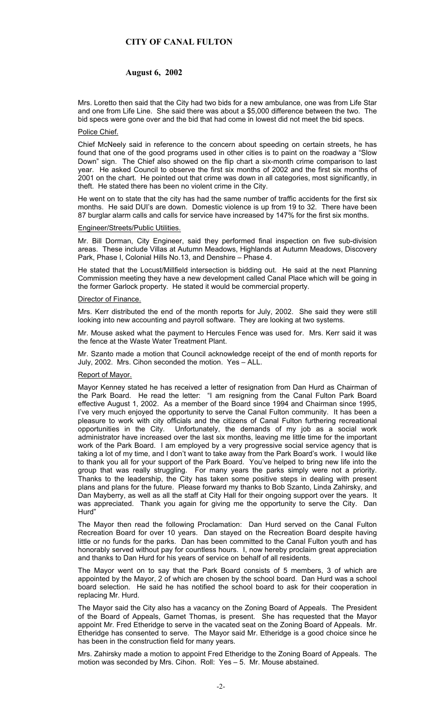Mrs. Loretto then said that the City had two bids for a new ambulance, one was from Life Star and one from Life Line. She said there was about a $5,000 difference between the two. The bid specs were gone over and the bid that had come in lowest did not meet the bid specs.

### Police Chief.

Chief McNeely said in reference to the concern about speeding on certain streets, he has found that one of the good programs used in other cities is to paint on the roadway a "Slow Down" sign. The Chief also showed on the flip chart a six-month crime comparison to last year. He asked Council to observe the first six months of 2002 and the first six months of 2001 on the chart. He pointed out that crime was down in all categories, most significantly, in theft. He stated there has been no violent crime in the City.

He went on to state that the city has had the same number of traffic accidents for the first six months. He said DUI's are down. Domestic violence is up from 19 to 32. There have been 87 burglar alarm calls and calls for service have increased by 147% for the first six months.

### Engineer/Streets/Public Utilities.

Mr. Bill Dorman, City Engineer, said they performed final inspection on five sub-division areas. These include Villas at Autumn Meadows, Highlands at Autumn Meadows, Discovery Park, Phase I, Colonial Hills No.13, and Denshire – Phase 4.

He stated that the Locust/Millfield intersection is bidding out. He said at the next Planning Commission meeting they have a new development called Canal Place which will be going in the former Garlock property. He stated it would be commercial property.

### Director of Finance.

Mrs. Kerr distributed the end of the month reports for July, 2002. She said they were still looking into new accounting and payroll software. They are looking at two systems.

Mr. Mouse asked what the payment to Hercules Fence was used for. Mrs. Kerr said it was the fence at the Waste Water Treatment Plant.

Mr. Szanto made a motion that Council acknowledge receipt of the end of month reports for July, 2002. Mrs. Cihon seconded the motion. Yes – ALL.

### Report of Mayor.

Mayor Kenney stated he has received a letter of resignation from Dan Hurd as Chairman of the Park Board. He read the letter: "I am resigning from the Canal Fulton Park Board effective August 1, 2002. As a member of the Board since 1994 and Chairman since 1995, I've very much enjoyed the opportunity to serve the Canal Fulton community. It has been a pleasure to work with city officials and the citizens of Canal Fulton furthering recreational opportunities in the City. Unfortunately, the demands of my job as a social work administrator have increased over the last six months, leaving me little time for the important work of the Park Board. I am employed by a very progressive social service agency that is taking a lot of my time, and I don't want to take away from the Park Board's work. I would like to thank you all for your support of the Park Board. You've helped to bring new life into the group that was really struggling. For many years the parks simply were not a priority. Thanks to the leadership, the City has taken some positive steps in dealing with present plans and plans for the future. Please forward my thanks to Bob Szanto, Linda Zahirsky, and Dan Mayberry, as well as all the staff at City Hall for their ongoing support over the years. It was appreciated. Thank you again for giving me the opportunity to serve the City. Dan Hurd"

The Mayor then read the following Proclamation: Dan Hurd served on the Canal Fulton Recreation Board for over 10 years. Dan stayed on the Recreation Board despite having little or no funds for the parks. Dan has been committed to the Canal Fulton youth and has honorably served without pay for countless hours. I, now hereby proclaim great appreciation and thanks to Dan Hurd for his years of service on behalf of all residents.

The Mayor went on to say that the Park Board consists of 5 members, 3 of which are appointed by the Mayor, 2 of which are chosen by the school board. Dan Hurd was a school board selection. He said he has notified the school board to ask for their cooperation in replacing Mr. Hurd.

The Mayor said the City also has a vacancy on the Zoning Board of Appeals. The President of the Board of Appeals, Garnet Thomas, is present. She has requested that the Mayor appoint Mr. Fred Etheridge to serve in the vacated seat on the Zoning Board of Appeals. Mr. Etheridge has consented to serve. The Mayor said Mr. Etheridge is a good choice since he has been in the construction field for many years.

Mrs. Zahirsky made a motion to appoint Fred Etheridge to the Zoning Board of Appeals. The motion was seconded by Mrs. Cihon. Roll: Yes – 5. Mr. Mouse abstained.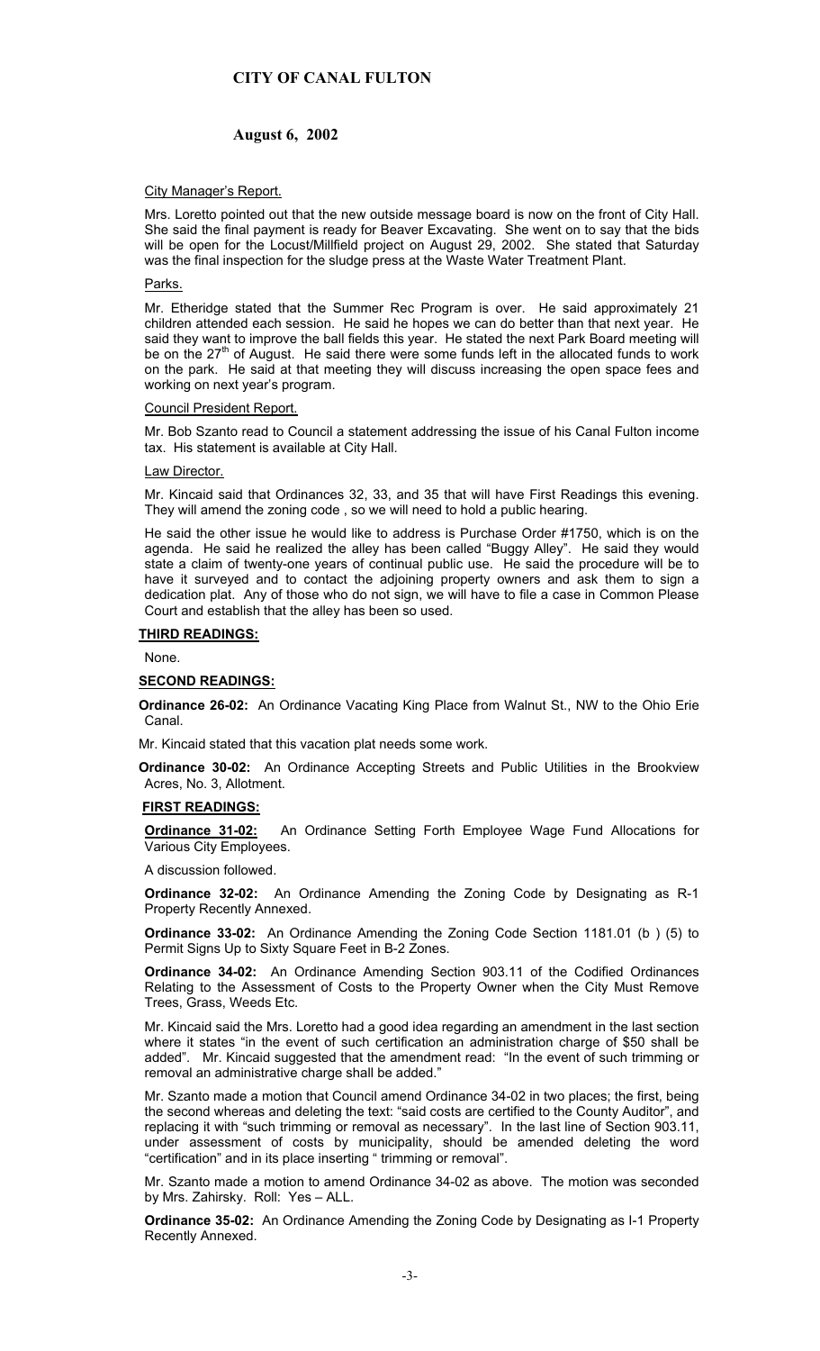# CITY OF CANAL FULTON

## August 6, 2002

City Manager's Report.

Mrs. Loretto pointed out that the new outside message board is now on the front of City Hall. She said the final payment is ready for Beaver Excavating. She went on to say that the bids will be open for the Locust/Millfield project on August 29, 2002. She stated that Saturday was the final inspection for the sludge press at the Waste Water Treatment Plant.

Parks.

Mr. Etheridge stated that the Summer Rec Program is over. He said approximately 21 children attended each session. He said he hopes we can do better than that next year. He said they want to improve the ball fields this year. He stated the next Park Board meeting will be on the 27th of August. He said there were some funds left in the allocated funds to work on the park. He said at that meeting they will discuss increasing the open space fees and working on next year's program.

Council President Report.

Mr. Bob Szanto read to Council a statement addressing the issue of his Canal Fulton income tax. His statement is available at City Hall.

Law Director.

Mr. Kincaid said that Ordinances 32, 33, and 35 that will have First Readings this evening. They will amend the zoning code , so we will need to hold a public hearing.

He said the other issue he would like to address is Purchase Order #1750, which is on the agenda. He said he realized the alley has been called "Buggy Alley". He said they would state a claim of twenty-one years of continual public use. He said the procedure will be to have it surveyed and to contact the adjoining property owners and ask them to sign a dedication plat. Any of those who do not sign, we will have to file a case in Common Please Court and establish that the alley has been so used.

**THIRD READINGS:**

None.

**SECOND READINGS:**

**Ordinance 26-02:** An Ordinance Vacating King Place from Walnut St., NW to the Ohio Erie Canal.

Mr. Kincaid stated that this vacation plat needs some work.

**Ordinance 30-02:** An Ordinance Accepting Streets and Public Utilities in the Brookview Acres, No. 3, Allotment.

**FIRST READINGS:**

**Ordinance 31-02:** An Ordinance Setting Forth Employee Wage Fund Allocations for Various City Employees.

A discussion followed.

**Ordinance 32-02:** An Ordinance Amending the Zoning Code by Designating as R-1 Property Recently Annexed.

**Ordinance 33-02:** An Ordinance Amending the Zoning Code Section 1181.01 (b ) (5) to Permit Signs Up to Sixty Square Feet in B-2 Zones.

**Ordinance 34-02:** An Ordinance Amending Section 903.11 of the Codified Ordinances Relating to the Assessment of Costs to the Property Owner when the City Must Remove Trees, Grass, Weeds Etc.

Mr. Kincaid said the Mrs. Loretto had a good idea regarding an amendment in the last section where it states "in the event of such certification an administration charge of $50 shall be added". Mr. Kincaid suggested that the amendment read: "In the event of such trimming or removal an administrative charge shall be added."

Mr. Szanto made a motion that Council amend Ordinance 34-02 in two places; the first, being the second whereas and deleting the text: "said costs are certified to the County Auditor", and replacing it with "such trimming or removal as necessary". In the last line of Section 903.11, under assessment of costs by municipality, should be amended deleting the word "certification" and in its place inserting " trimming or removal".

Mr. Szanto made a motion to amend Ordinance 34-02 as above. The motion was seconded by Mrs. Zahirsky. Roll: Yes – ALL.

**Ordinance 35-02:** An Ordinance Amending the Zoning Code by Designating as I-1 Property Recently Annexed.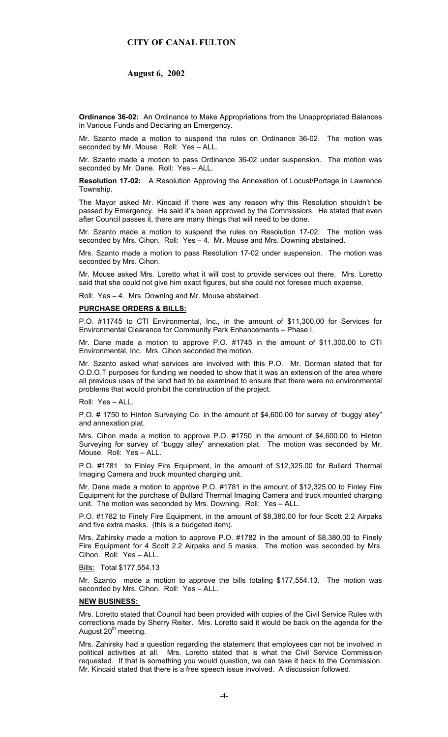**Ordinance 36-02:** An Ordinance to Make Appropriations from the Unappropriated Balances in Various Funds and Declaring an Emergency.

Mr. Szanto made a motion to suspend the rules on Ordinance 36-02. The motion was seconded by Mr. Mouse. Roll: Yes – ALL.

Mr. Szanto made a motion to pass Ordinance 36-02 under suspension. The motion was seconded by Mr. Dane. Roll: Yes – ALL.

**Resolution 17-02:** A Resolution Approving the Annexation of Locust/Portage in Lawrence Township.

The Mayor asked Mr. Kincaid if there was any reason why this Resolution shouldn't be passed by Emergency. He said it's been approved by the Commissiors. He stated that even after Council passes it, there are many things that will need to be done.

Mr. Szanto made a motion to suspend the rules on Resolution 17-02. The motion was seconded by Mrs. Cihon. Roll: Yes – 4. Mr. Mouse and Mrs. Downing abstained.

Mrs. Szanto made a motion to pass Resolution 17-02 under suspension. The motion was seconded by Mrs. Cihon.

Mr. Mouse asked Mrs. Loretto what it will cost to provide services out there. Mrs. Loretto said that she could not give him exact figures, but she could not foresee much expense.

Roll: Yes – 4. Mrs. Downing and Mr. Mouse abstained.

**PURCHASE ORDERS & BILLS:**

P.O. #11745 to CTI Environmental, Inc., in the amount of $11,300.00 for Services for Environmental Clearance for Community Park Enhancements – Phase I.

Mr. Dane made a motion to approve P.O. #1745 in the amount of $11,300.00 to CTI Environmental, Inc. Mrs. Cihon seconded the motion.

Mr. Szanto asked what services are involved with this P.O. Mr. Dorman stated that for O.D.O.T purposes for funding we needed to show that it was an extension of the area where all previous uses of the land had to be examined to ensure that there were no environmental problems that would prohibit the construction of the project.

Roll: Yes – ALL.

P.O. # 1750 to Hinton Surveying Co. in the amount of $4,600.00 for survey of "buggy alley" and annexation plat.

Mrs. Cihon made a motion to approve P.O. #1750 in the amount of $4,600.00 to Hinton Surveying for survey of "buggy alley" annexation plat. The motion was seconded by Mr. Mouse. Roll: Yes – ALL.

P.O. #1781 to Finley Fire Equipment, in the amount of $12,325.00 for Bullard Thermal Imaging Camera and truck mounted charging unit.

Mr. Dane made a motion to approve P.O. #1781 in the amount of $12,325.00 to Finley Fire Equipment for the purchase of Bullard Thermal Imaging Camera and truck mounted charging unit. The motion was seconded by Mrs. Downing. Roll: Yes – ALL.

P.O. #1782 to Finely Fire Equipment, in the amount of $8,380.00 for four Scott 2.2 Airpaks and five extra masks. (this is a budgeted item).

Mrs. Zahirsky made a motion to approve P.O. #1782 in the amount of $8,380.00 to Finely Fire Equipment for 4 Scott 2.2 Airpaks and 5 masks. The motion was seconded by Mrs. Cihon. Roll: Yes – ALL.

Bills: Total $177,554.13

Mr. Szanto made a motion to approve the bills totaling $177,554.13. The motion was seconded by Mrs. Cihon. Roll: Yes – ALL.

**NEW BUSINESS:**

Mrs. Loretto stated that Council had been provided with copies of the Civil Service Rules with corrections made by Sherry Reiter. Mrs. Loretto said it would be back on the agenda for the August 20th meeting.

Mrs. Zahirsky had a question regarding the statement that employees can not be involved in political activities at all. Mrs. Loretto stated that is what the Civil Service Commission requested. If that is something you would question, we can take it back to the Commission. Mr. Kincaid stated that there is a free speech issue involved. A discussion followed.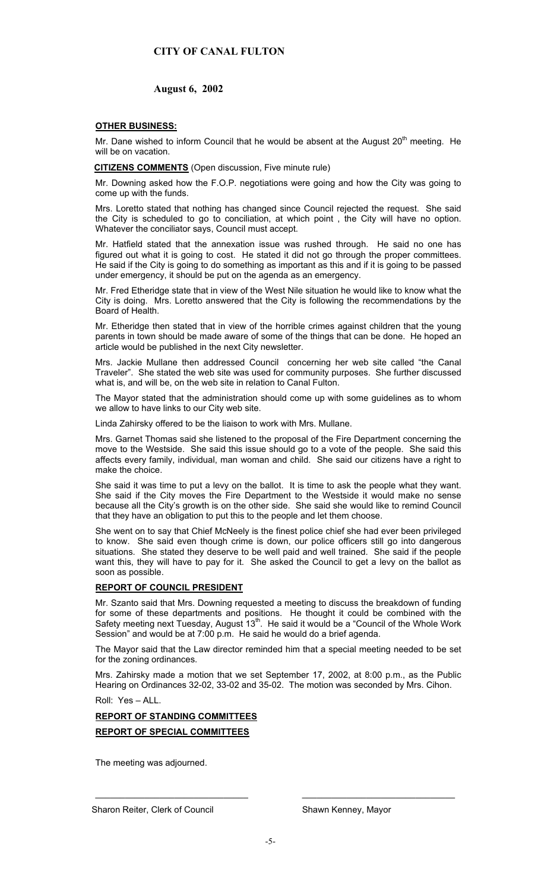# CITY OF CANAL FULTON

**August 6, 2002**

**OTHER BUSINESS:**

Mr. Dane wished to inform Council that he would be absent at the August 20th meeting. He will be on vacation.

**CITIZENS COMMENTS** (Open discussion, Five minute rule)

Mr. Downing asked how the F.O.P. negotiations were going and how the City was going to come up with the funds.

Mrs. Loretto stated that nothing has changed since Council rejected the request. She said the City is scheduled to go to conciliation, at which point , the City will have no option. Whatever the conciliator says, Council must accept.

Mr. Hatfield stated that the annexation issue was rushed through. He said no one has figured out what it is going to cost. He stated it did not go through the proper committees. He said if the City is going to do something as important as this and if it is going to be passed under emergency, it should be put on the agenda as an emergency.

Mr. Fred Etheridge state that in view of the West Nile situation he would like to know what the City is doing. Mrs. Loretto answered that the City is following the recommendations by the Board of Health.

Mr. Etheridge then stated that in view of the horrible crimes against children that the young parents in town should be made aware of some of the things that can be done. He hoped an article would be published in the next City newsletter.

Mrs. Jackie Mullane then addressed Council concerning her web site called "the Canal Traveler". She stated the web site was used for community purposes. She further discussed what is, and will be, on the web site in relation to Canal Fulton.

The Mayor stated that the administration should come up with some guidelines as to whom we allow to have links to our City web site.

Linda Zahirsky offered to be the liaison to work with Mrs. Mullane.

Mrs. Garnet Thomas said she listened to the proposal of the Fire Department concerning the move to the Westside. She said this issue should go to a vote of the people. She said this affects every family, individual, man woman and child. She said our citizens have a right to make the choice.

She said it was time to put a levy on the ballot. It is time to ask the people what they want. She said if the City moves the Fire Department to the Westside it would make no sense because all the City's growth is on the other side. She said she would like to remind Council that they have an obligation to put this to the people and let them choose.

She went on to say that Chief McNeely is the finest police chief she had ever been privileged to know. She said even though crime is down, our police officers still go into dangerous situations. She stated they deserve to be well paid and well trained. She said if the people want this, they will have to pay for it. She asked the Council to get a levy on the ballot as soon as possible.

**REPORT OF COUNCIL PRESIDENT**

Mr. Szanto said that Mrs. Downing requested a meeting to discuss the breakdown of funding for some of these departments and positions. He thought it could be combined with the Safety meeting next Tuesday, August 13th. He said it would be a "Council of the Whole Work Session" and would be at 7:00 p.m. He said he would do a brief agenda.

The Mayor said that the Law director reminded him that a special meeting needed to be set for the zoning ordinances.

Mrs. Zahirsky made a motion that we set September 17, 2002, at 8:00 p.m., as the Public Hearing on Ordinances 32-02, 33-02 and 35-02. The motion was seconded by Mrs. Cihon.

Roll: Yes – ALL.

**REPORT OF STANDING COMMITTEES**

**REPORT OF SPECIAL COMMITTEES**

The meeting was adjourned.

Sharon Reiter, Clerk of Council

Shawn Kenney, Mayor